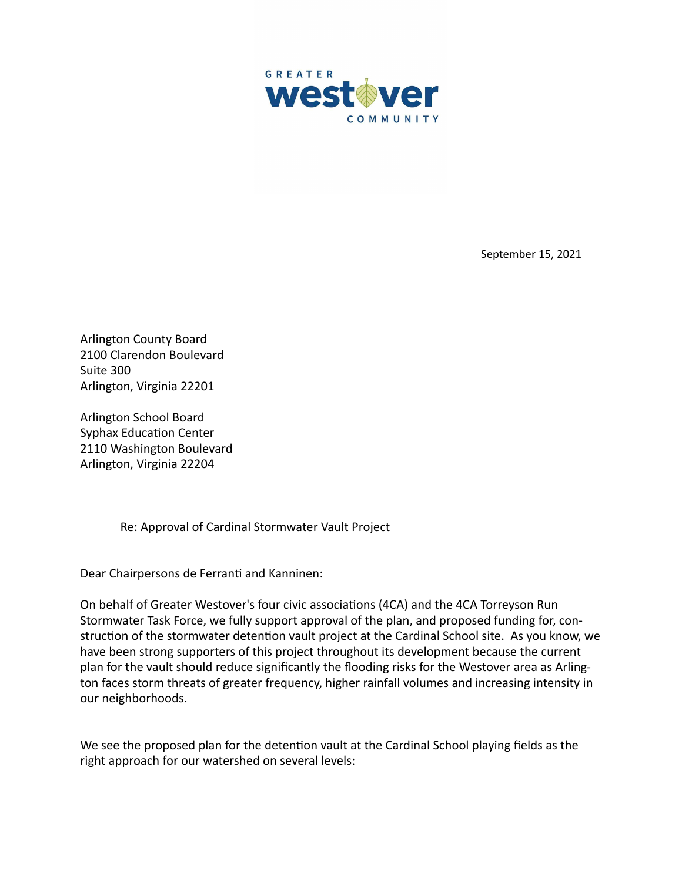GREATER
westover
COMMUNITY

September 15, 2021

Arlington County Board
2100 Clarendon Boulevard
Suite 300
Arlington, Virginia 22201

Arlington School Board
Syphax Education Center
2110 Washington Boulevard
Arlington, Virginia 22204

Re: Approval of Cardinal Stormwater Vault Project

Dear Chairpersons de Ferranti and Kanninen:

On behalf of Greater Westover's four civic associations (4CA) and the 4CA Torreyson Run Stormwater Task Force, we fully support approval of the plan, and proposed funding for, construction of the stormwater detention vault project at the Cardinal School site. As you know, we have been strong supporters of this project throughout its development because the current plan for the vault should reduce significantly the flooding risks for the Westover area as Arlington faces storm threats of greater frequency, higher rainfall volumes and increasing intensity in our neighborhoods.

We see the proposed plan for the detention vault at the Cardinal School playing fields as the right approach for our watershed on several levels: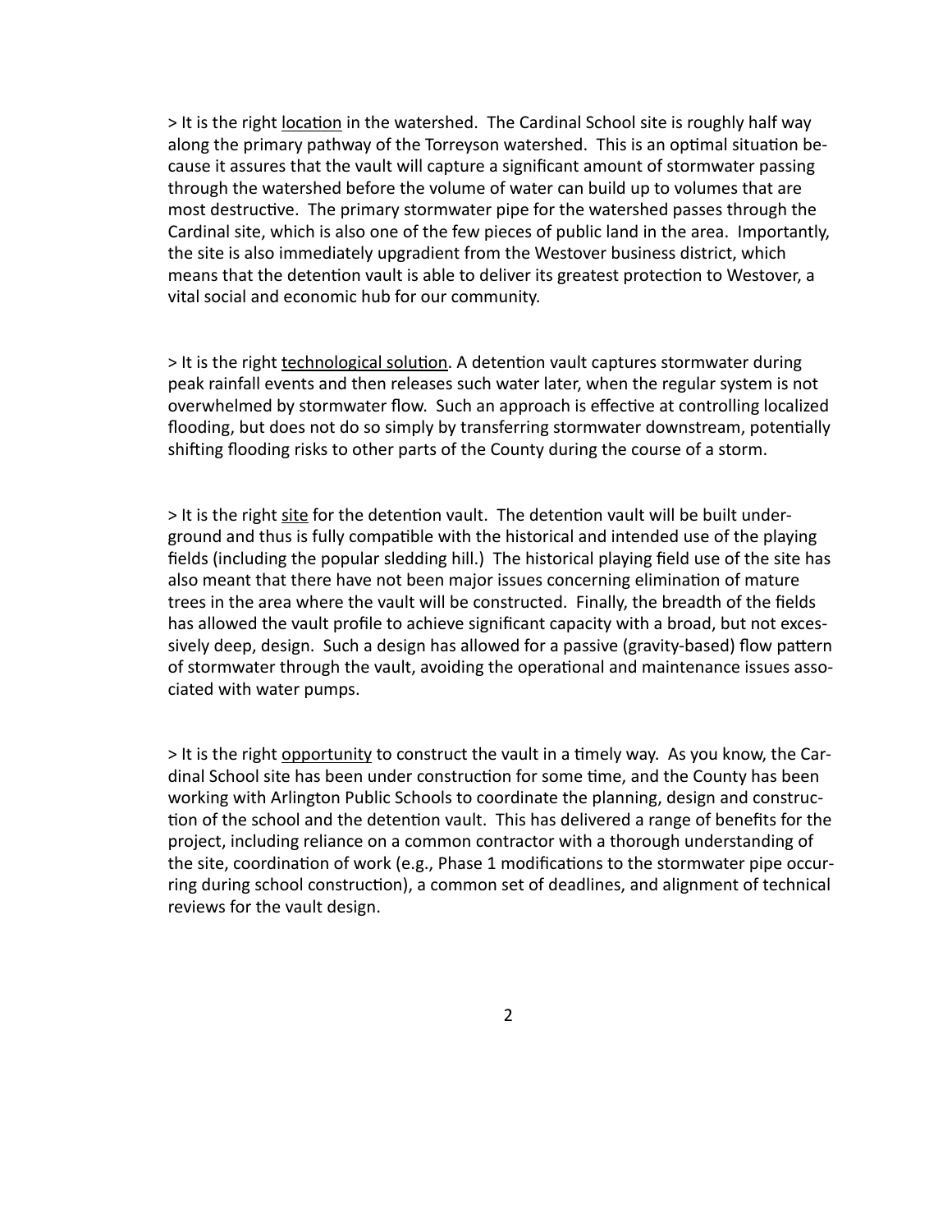> It is the right <u>location</u> in the watershed. The Cardinal School site is roughly half way along the primary pathway of the Torreyson watershed. This is an optimal situation because it assures that the vault will capture a significant amount of stormwater passing through the watershed before the volume of water can build up to volumes that are most destructive. The primary stormwater pipe for the watershed passes through the Cardinal site, which is also one of the few pieces of public land in the area. Importantly, the site is also immediately upgradient from the Westover business district, which means that the detention vault is able to deliver its greatest protection to Westover, a vital social and economic hub for our community.

> It is the right <u>technological solution</u>. A detention vault captures stormwater during peak rainfall events and then releases such water later, when the regular system is not overwhelmed by stormwater flow. Such an approach is effective at controlling localized flooding, but does not do so simply by transferring stormwater downstream, potentially shifting flooding risks to other parts of the County during the course of a storm.

> It is the right <u>site</u> for the detention vault. The detention vault will be built underground and thus is fully compatible with the historical and intended use of the playing fields (including the popular sledding hill.) The historical playing field use of the site has also meant that there have not been major issues concerning elimination of mature trees in the area where the vault will be constructed. Finally, the breadth of the fields has allowed the vault profile to achieve significant capacity with a broad, but not excessively deep, design. Such a design has allowed for a passive (gravity-based) flow pattern of stormwater through the vault, avoiding the operational and maintenance issues associated with water pumps.

> It is the right <u>opportunity</u> to construct the vault in a timely way. As you know, the Cardinal School site has been under construction for some time, and the County has been working with Arlington Public Schools to coordinate the planning, design and construction of the school and the detention vault. This has delivered a range of benefits for the project, including reliance on a common contractor with a thorough understanding of the site, coordination of work (e.g., Phase 1 modifications to the stormwater pipe occurring during school construction), a common set of deadlines, and alignment of technical reviews for the vault design.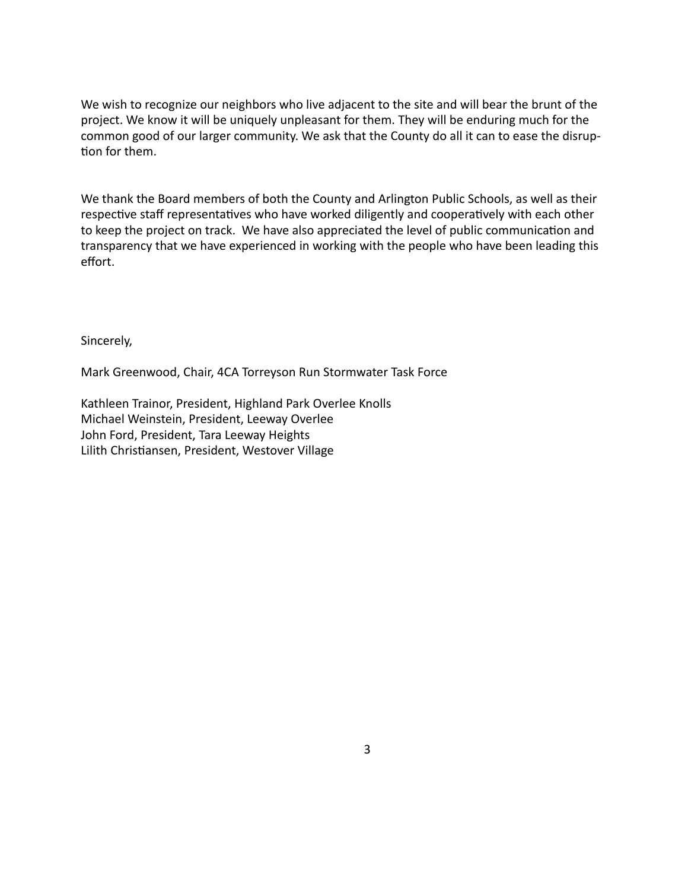We wish to recognize our neighbors who live adjacent to the site and will bear the brunt of the project. We know it will be uniquely unpleasant for them. They will be enduring much for the common good of our larger community. We ask that the County do all it can to ease the disruption for them.

We thank the Board members of both the County and Arlington Public Schools, as well as their respective staff representatives who have worked diligently and cooperatively with each other to keep the project on track. We have also appreciated the level of public communication and transparency that we have experienced in working with the people who have been leading this effort.

Sincerely,

Mark Greenwood, Chair, 4CA Torreyson Run Stormwater Task Force

Kathleen Trainor, President, Highland Park Overlee Knolls
Michael Weinstein, President, Leeway Overlee
John Ford, President, Tara Leeway Heights
Lilith Christiansen, President, Westover Village